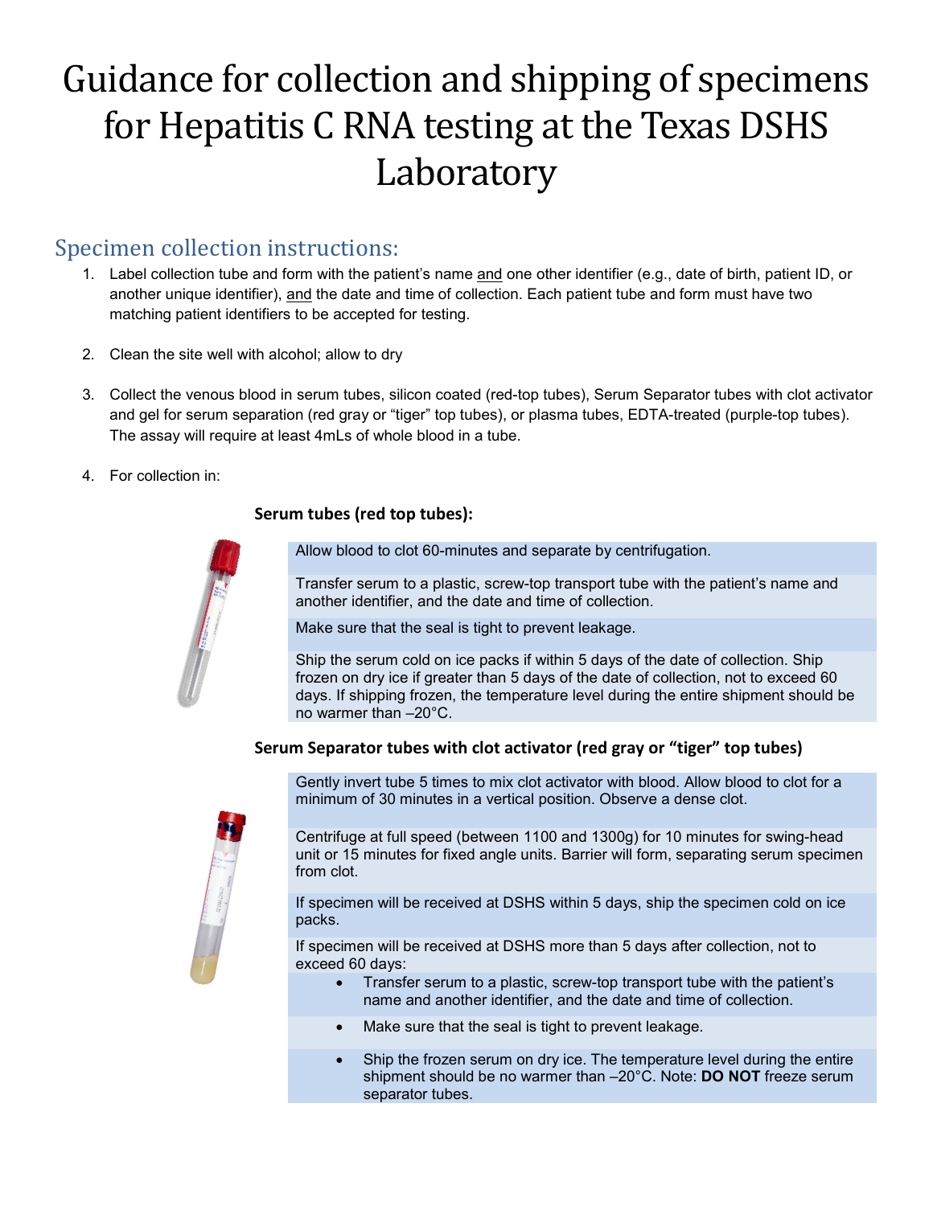# Guidance for collection and shipping of specimens for Hepatitis C RNA testing at the Texas DSHS Laboratory

## Specimen collection instructions:

1. Label collection tube and form with the patient's name and one other identifier (e.g., date of birth, patient ID, or another unique identifier), and the date and time of collection. Each patient tube and form must have two matching patient identifiers to be accepted for testing.

2. Clean the site well with alcohol; allow to dry

3. Collect the venous blood in serum tubes, silicon coated (red-top tubes), Serum Separator tubes with clot activator and gel for serum separation (red gray or "tiger" top tubes), or plasma tubes, EDTA-treated (purple-top tubes). The assay will require at least 4mLs of whole blood in a tube.

4. For collection in:

### Serum tubes (red top tubes):

Allow blood to clot 60-minutes and separate by centrifugation.

Transfer serum to a plastic, screw-top transport tube with the patient's name and another identifier, and the date and time of collection.

Make sure that the seal is tight to prevent leakage.

Ship the serum cold on ice packs if within 5 days of the date of collection. Ship frozen on dry ice if greater than 5 days of the date of collection, not to exceed 60 days. If shipping frozen, the temperature level during the entire shipment should be no warmer than –20°C.

### Serum Separator tubes with clot activator (red gray or "tiger" top tubes)

Gently invert tube 5 times to mix clot activator with blood. Allow blood to clot for a minimum of 30 minutes in a vertical position. Observe a dense clot.

Centrifuge at full speed (between 1100 and 1300g) for 10 minutes for swing-head unit or 15 minutes for fixed angle units. Barrier will form, separating serum specimen from clot.

If specimen will be received at DSHS within 5 days, ship the specimen cold on ice packs.

If specimen will be received at DSHS more than 5 days after collection, not to exceed 60 days:

- Transfer serum to a plastic, screw-top transport tube with the patient's name and another identifier, and the date and time of collection.
- Make sure that the seal is tight to prevent leakage.
- Ship the frozen serum on dry ice. The temperature level during the entire shipment should be no warmer than –20°C. Note: **DO NOT** freeze serum separator tubes.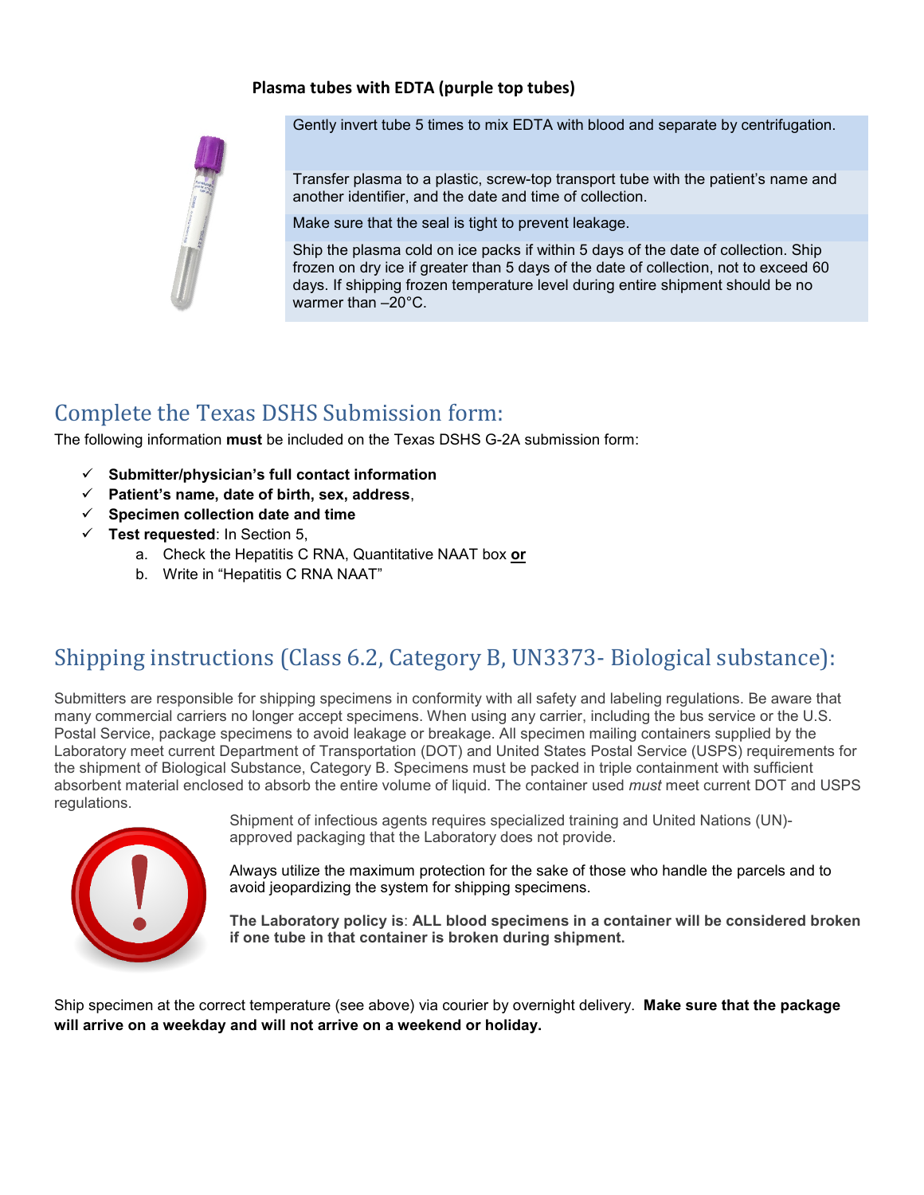### Plasma tubes with EDTA (purple top tubes)

Gently invert tube 5 times to mix EDTA with blood and separate by centrifugation.

Transfer plasma to a plastic, screw-top transport tube with the patient's name and another identifier, and the date and time of collection.

Make sure that the seal is tight to prevent leakage.

Ship the plasma cold on ice packs if within 5 days of the date of collection. Ship frozen on dry ice if greater than 5 days of the date of collection, not to exceed 60 days. If shipping frozen temperature level during entire shipment should be no warmer than –20°C.

## Complete the Texas DSHS Submission form:

The following information **must** be included on the Texas DSHS G-2A submission form:

- ✓ **Submitter/physician's full contact information**
- ✓ **Patient's name, date of birth, sex, address**,
- ✓ **Specimen collection date and time**
- ✓ **Test requested**: In Section 5,
  a. Check the Hepatitis C RNA, Quantitative NAAT box **or**
  b. Write in "Hepatitis C RNA NAAT"

## Shipping instructions (Class 6.2, Category B, UN3373- Biological substance):

Submitters are responsible for shipping specimens in conformity with all safety and labeling regulations. Be aware that many commercial carriers no longer accept specimens. When using any carrier, including the bus service or the U.S. Postal Service, package specimens to avoid leakage or breakage. All specimen mailing containers supplied by the Laboratory meet current Department of Transportation (DOT) and United States Postal Service (USPS) requirements for the shipment of Biological Substance, Category B. Specimens must be packed in triple containment with sufficient absorbent material enclosed to absorb the entire volume of liquid. The container used *must* meet current DOT and USPS regulations.

Shipment of infectious agents requires specialized training and United Nations (UN)-approved packaging that the Laboratory does not provide.

Always utilize the maximum protection for the sake of those who handle the parcels and to avoid jeopardizing the system for shipping specimens.

**The Laboratory policy is**: **ALL blood specimens in a container will be considered broken if one tube in that container is broken during shipment.**

Ship specimen at the correct temperature (see above) via courier by overnight delivery. **Make sure that the package will arrive on a weekday and will not arrive on a weekend or holiday.**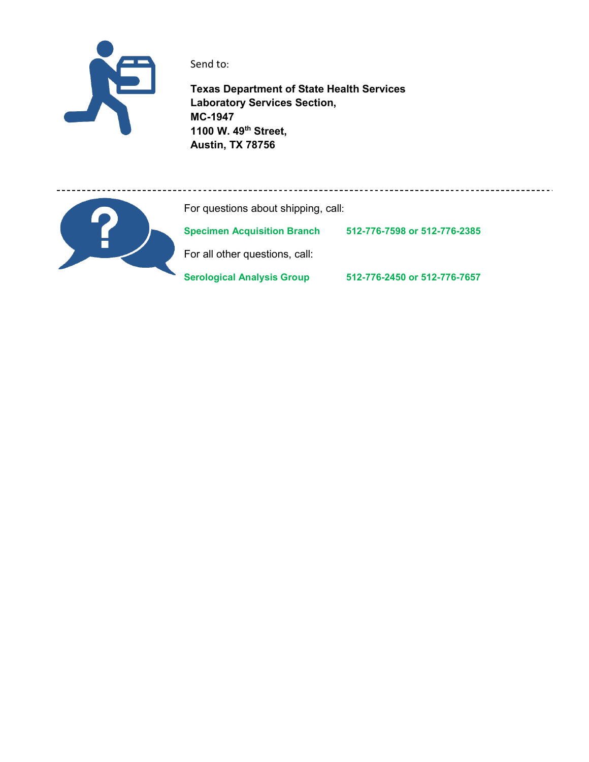Send to:

**Texas Department of State Health Services**
**Laboratory Services Section,**
**MC-1947**
**1100 W. 49th Street,**
**Austin, TX 78756**

---

For questions about shipping, call:

**Specimen Acquisition Branch** **512-776-7598 or 512-776-2385**

For all other questions, call:

**Serological Analysis Group** **512-776-2450 or 512-776-7657**